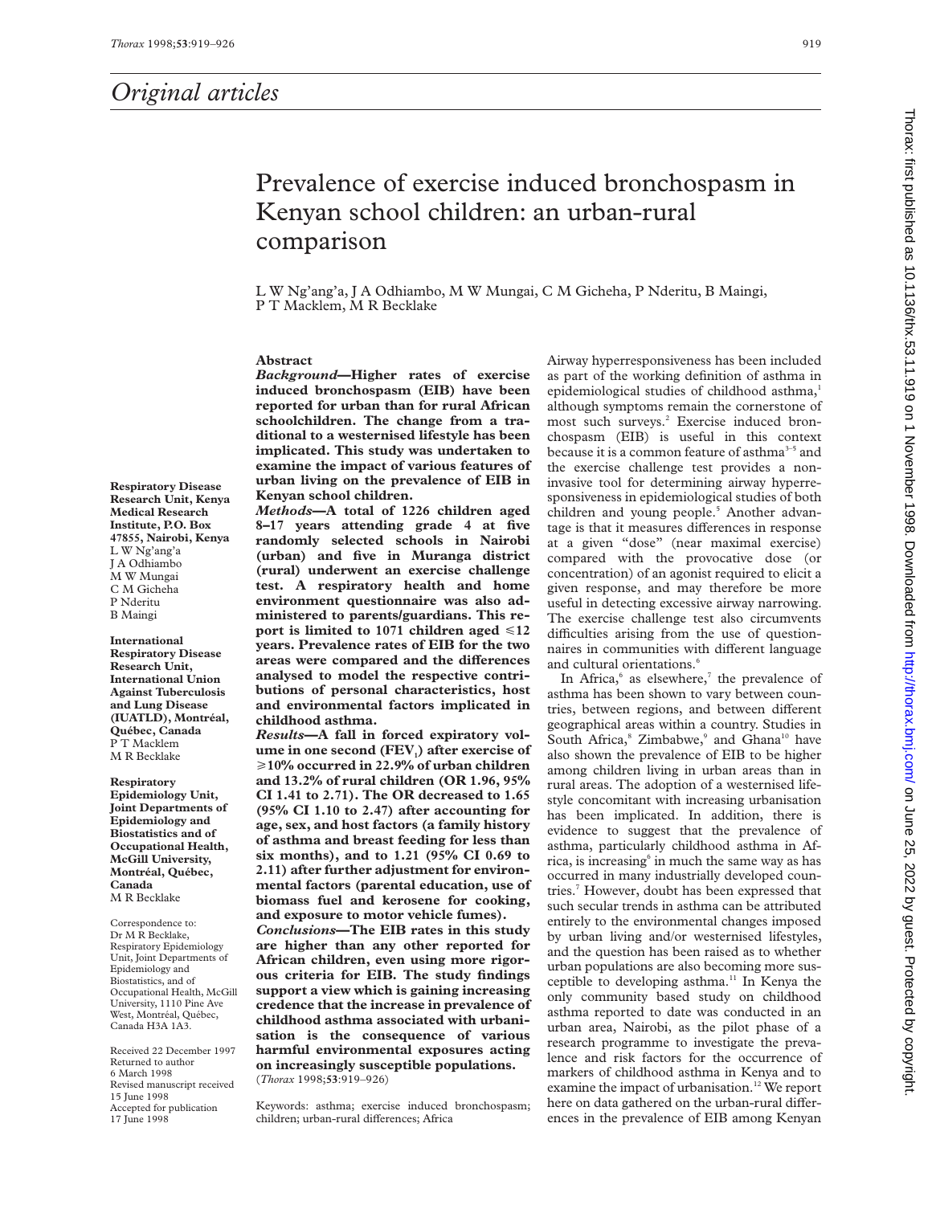# Original articles

# Prevalence of exercise induced bronchospasm in Kenyan school children: an urban-rural comparison

L W Ng'ang'a, J A Odhiambo, M W Mungai, C M Gicheha, P Nderitu, B Maingi, P T Macklem, M R Becklake

**Respiratory Disease Research Unit, Kenya Medical Research Institute, P.O. Box 47855, Nairobi, Kenya**
L W Ng'ang'a
J A Odhiambo
M W Mungai
C M Gicheha
P Nderitu
B Maingi

**International Respiratory Disease Research Unit, International Union Against Tuberculosis and Lung Disease (IUATLD), Montréal, Québec, Canada**
P T Macklem
M R Becklake

**Respiratory Epidemiology Unit, Joint Departments of Epidemiology and Biostatistics and of Occupational Health, McGill University, Montréal, Québec, Canada**
M R Becklake

Correspondence to: Dr M R Becklake, Respiratory Epidemiology Unit, Joint Departments of Epidemiology and Biostatistics, and of Occupational Health, McGill University, 1110 Pine Ave West, Montréal, Québec, Canada H3A 1A3.

Received 22 December 1997
Returned to author 6 March 1998
Revised manuscript received 15 June 1998
Accepted for publication 17 June 1998

## Abstract

***Background*—Higher rates of exercise induced bronchospasm (EIB) have been reported for urban than for rural African schoolchildren. The change from a traditional to a westernised lifestyle has been implicated. This study was undertaken to examine the impact of various features of urban living on the prevalence of EIB in Kenyan school children.**

***Methods*—A total of 1226 children aged 8–17 years attending grade 4 at five randomly selected schools in Nairobi (urban) and five in Muranga district (rural) underwent an exercise challenge test. A respiratory health and home environment questionnaire was also administered to parents/guardians. This report is limited to 1071 children aged ≤12 years. Prevalence rates of EIB for the two areas were compared and the differences analysed to model the respective contributions of personal characteristics, host and environmental factors implicated in childhood asthma.**

***Results*—A fall in forced expiratory volume in one second ($FEV_1$) after exercise of ≥10% occurred in 22.9% of urban children and 13.2% of rural children (OR 1.96, 95% CI 1.41 to 2.71). The OR decreased to 1.65 (95% CI 1.10 to 2.47) after accounting for age, sex, and host factors (a family history of asthma and breast feeding for less than six months), and to 1.21 (95% CI 0.69 to 2.11) after further adjustment for environmental factors (parental education, use of biomass fuel and kerosene for cooking, and exposure to motor vehicle fumes).**

***Conclusions*—The EIB rates in this study are higher than any other reported for African children, even using more rigorous criteria for EIB. The study findings support a view which is gaining increasing credence that the increase in prevalence of childhood asthma associated with urbanisation is the consequence of various harmful environmental exposures acting on increasingly susceptible populations.**

Keywords: asthma; exercise induced bronchospasm; children; urban-rural differences; Africa

Airway hyperresponsiveness has been included as part of the working definition of asthma in epidemiological studies of childhood asthma,[1] although symptoms remain the cornerstone of most such surveys.[2] Exercise induced bronchospasm (EIB) is useful in this context because it is a common feature of asthma[3–5] and the exercise challenge test provides a non-invasive tool for determining airway hyperresponsiveness in epidemiological studies of both children and young people.[5] Another advantage is that it measures differences in response at a given "dose" (near maximal exercise) compared with the provocative dose (or concentration) of an agonist required to elicit a given response, and may therefore be more useful in detecting excessive airway narrowing. The exercise challenge test also circumvents difficulties arising from the use of questionnaires in communities with different language and cultural orientations.[6]

In Africa,[6] as elsewhere,[7] the prevalence of asthma has been shown to vary between countries, between regions, and between different geographical areas within a country. Studies in South Africa,[8] Zimbabwe,[9] and Ghana[10] have also shown the prevalence of EIB to be higher among children living in urban areas than in rural areas. The adoption of a westernised lifestyle concomitant with increasing urbanisation has been implicated. In addition, there is evidence to suggest that the prevalence of asthma, particularly childhood asthma in Africa, is increasing[6] in much the same way as has occurred in many industrially developed countries.[7] However, doubt has been expressed that such secular trends in asthma can be attributed entirely to the environmental changes imposed by urban living and/or westernised lifestyles, and the question has been raised as to whether urban populations are also becoming more susceptible to developing asthma.[11] In Kenya the only community based study on childhood asthma reported to date was conducted in an urban area, Nairobi, as the pilot phase of a research programme to investigate the prevalence and risk factors for the occurrence of markers of childhood asthma in Kenya and to examine the impact of urbanisation.[12] We report here on data gathered on the urban-rural differences in the prevalence of EIB among Kenyan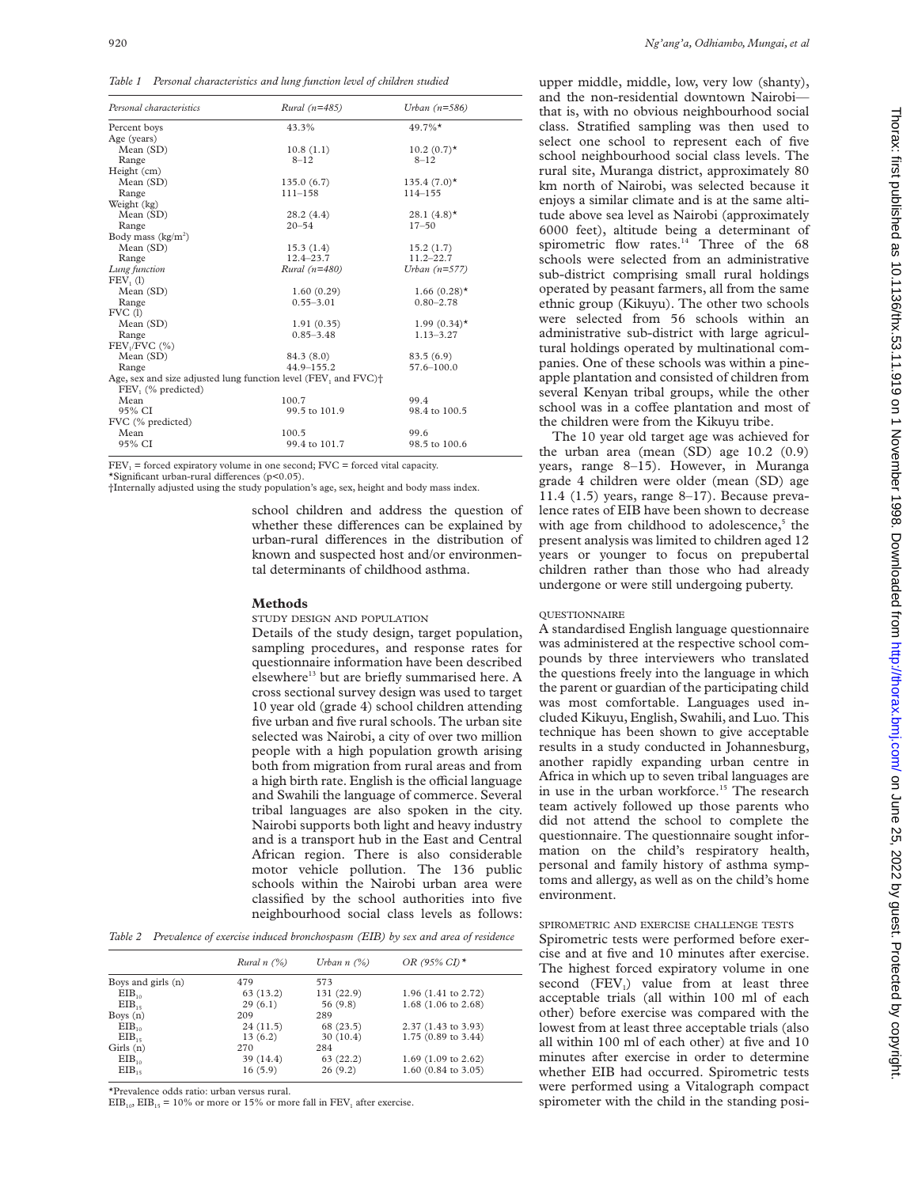*Table 1 Personal characteristics and lung function level of children studied*

| Personal characteristics | Rural (n=485) | Urban (n=586) |
|---|---|---|
| Percent boys | 43.3% | 49.7%* |
| Age (years) | | |
| Mean (SD) | 10.8 (1.1) | 10.2 (0.7)* |
| Range | 8–12 | 8–12 |
| Height (cm) | | |
| Mean (SD) | 135.0 (6.7) | 135.4 (7.0)* |
| Range | 111–158 | 114–155 |
| Weight (kg) | | |
| Mean (SD) | 28.2 (4.4) | 28.1 (4.8)* |
| Range | 20–54 | 17–50 |
| Body mass (kg/m$^2$) | | |
| Mean (SD) | 15.3 (1.4) | 15.2 (1.7) |
| Range | 12.4–23.7 | 11.2–22.7 |
| *Lung function* | *Rural (n=480)* | *Urban (n=577)* |
| $FEV_1$ (l) | | |
| Mean (SD) | 1.60 (0.29) | 1.66 (0.28)* |
| Range | 0.55–3.01 | 0.80–2.78 |
| FVC (l) | | |
| Mean (SD) | 1.91 (0.35) | 1.99 (0.34)* |
| Range | 0.85–3.48 | 1.13–3.27 |
| $FEV_1$/FVC (%) | | |
| Mean (SD) | 84.3 (8.0) | 83.5 (6.9) |
| Range | 44.9–155.2 | 57.6–100.0 |
| Age, sex and size adjusted lung function level ($FEV_1$ and FVC)† | | |
| $FEV_1$ (% predicted) | | |
| Mean | 100.7 | 99.4 |
| 95% CI | 99.5 to 101.9 | 98.4 to 100.5 |
| FVC (% predicted) | | |
| Mean | 100.5 | 99.6 |
| 95% CI | 99.4 to 101.7 | 98.5 to 100.6 |

$FEV_1$ = forced expiratory volume in one second; FVC = forced vital capacity.
*Significant urban-rural differences ($p<0.05$).
†Internally adjusted using the study population's age, sex, height and body mass index.

school children and address the question of whether these differences can be explained by urban-rural differences in the distribution of known and suspected host and/or environmental determinants of childhood asthma.

## Methods

### STUDY DESIGN AND POPULATION

Details of the study design, target population, sampling procedures, and response rates for questionnaire information have been described elsewhere[13] but are briefly summarised here. A cross sectional survey design was used to target 10 year old (grade 4) school children attending five urban and five rural schools. The urban site selected was Nairobi, a city of over two million people with a high population growth arising both from migration from rural areas and from a high birth rate. English is the official language and Swahili the language of commerce. Several tribal languages are also spoken in the city. Nairobi supports both light and heavy industry and is a transport hub in the East and Central African region. There is also considerable motor vehicle pollution. The 136 public schools within the Nairobi urban area were classified by the school authorities into five neighbourhood social class levels as follows: upper middle, middle, low, very low (shanty), and the non-residential downtown Nairobi—that is, with no obvious neighbourhood social class. Stratified sampling was then used to select one school to represent each of five school neighbourhood social class levels. The rural site, Muranga district, approximately 80 km north of Nairobi, was selected because it enjoys a similar climate and is at the same altitude above sea level as Nairobi (approximately 6000 feet), altitude being a determinant of spirometric flow rates.[14] Three of the 68 schools were selected from an administrative sub-district comprising small rural holdings operated by peasant farmers, all from the same ethnic group (Kikuyu). The other two schools were selected from 56 schools within an administrative sub-district with large agricultural holdings operated by multinational companies. One of these schools was within a pineapple plantation and consisted of children from several Kenyan tribal groups, while the other school was in a coffee plantation and most of the children were from the Kikuyu tribe.

The 10 year old target age was achieved for the urban area (mean (SD) age 10.2 (0.9) years, range 8–15). However, in Muranga grade 4 children were older (mean (SD) age 11.4 (1.5) years, range 8–17). Because prevalence rates of EIB have been shown to decrease with age from childhood to adolescence,[5] the present analysis was limited to children aged 12 years or younger to focus on prepubertal children rather than those who had already undergone or were still undergoing puberty.

### QUESTIONNAIRE

A standardised English language questionnaire was administered at the respective school compounds by three interviewers who translated the questions freely into the language in which the parent or guardian of the participating child was most comfortable. Languages used included Kikuyu, English, Swahili, and Luo. This technique has been shown to give acceptable results in a study conducted in Johannesburg, another rapidly expanding urban centre in Africa in which up to seven tribal languages are in use in the urban workforce.[15] The research team actively followed up those parents who did not attend the school to complete the questionnaire. The questionnaire sought information on the child's respiratory health, personal and family history of asthma symptoms and allergy, as well as on the child's home environment.

*Table 2 Prevalence of exercise induced bronchospasm (EIB) by sex and area of residence*

| | Rural n (%) | Urban n (%) | OR (95% CI)* |
|---|---|---|---|
| Boys and girls (n) | 479 | 573 | |
| $EIB_{10}$ | 63 (13.2) | 131 (22.9) | 1.96 (1.41 to 2.72) |
| $EIB_{15}$ | 29 (6.1) | 56 (9.8) | 1.68 (1.06 to 2.68) |
| Boys (n) | 209 | 289 | |
| $EIB_{10}$ | 24 (11.5) | 68 (23.5) | 2.37 (1.43 to 3.93) |
| $EIB_{15}$ | 13 (6.2) | 30 (10.4) | 1.75 (0.89 to 3.44) |
| Girls (n) | 270 | 284 | |
| $EIB_{10}$ | 39 (14.4) | 63 (22.2) | 1.69 (1.09 to 2.62) |
| $EIB_{15}$ | 16 (5.9) | 26 (9.2) | 1.60 (0.84 to 3.05) |

*Prevalence odds ratio: urban versus rural.
$EIB_{10}$, $EIB_{15}$ = 10% or more or 15% or more fall in $FEV_1$ after exercise.

### SPIROMETRIC AND EXERCISE CHALLENGE TESTS

Spirometric tests were performed before exercise and at five and 10 minutes after exercise. The highest forced expiratory volume in one second ($FEV_1$) value from at least three acceptable trials (all within 100 ml of each other) before exercise was compared with the lowest from at least three acceptable trials (also all within 100 ml of each other) at five and 10 minutes after exercise in order to determine whether EIB had occurred. Spirometric tests were performed using a Vitalograph compact spirometer with the child in the standing posi-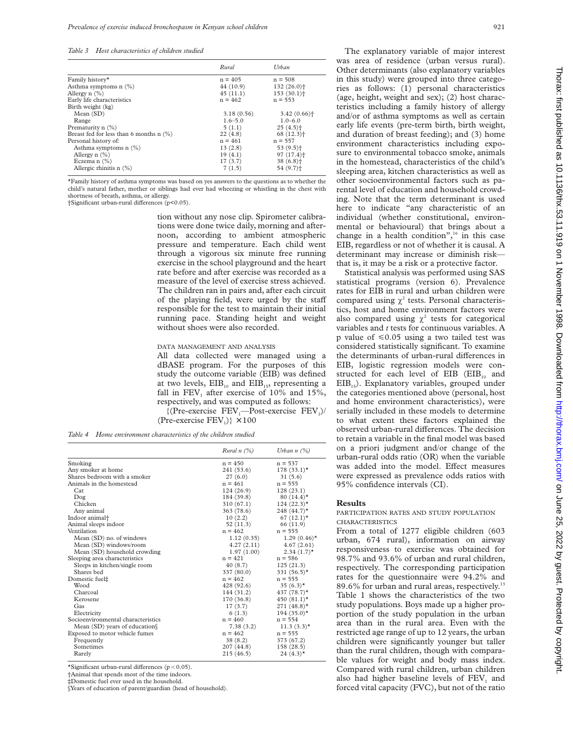*Table 3 Host characteristics of children studied*

| | Rural | Urban |
|---|---|---|
| Family history* | n = 405 | n = 508 |
| Asthma symptoms n (%) | 44 (10.9) | 132 (26.0)† |
| Allergy n (%) | 45 (11.1) | 153 (30.1)† |
| Early life characteristics | n = 462 | n = 553 |
| Birth weight (kg) | | |
| Mean (SD) | 3.18 (0.56) | 3.42 (0.66)† |
| Range | 1.6–5.0 | 1.0–6.0 |
| Prematurity n (%) | 5 (1.1) | 25 (4.5)† |
| Breast fed for less than 6 months n (%) | 22 (4.8) | 68 (12.3)† |
| Personal history of: | n = 461 | n = 557 |
| Asthma symptoms n (%) | 13 (2.8) | 53 (9.5)† |
| Allergy n (%) | 19 (4.1) | 97 (17.4)† |
| Eczema n (%) | 17 (3.7) | 38 (6.8)† |
| Allergic rhinitis n (%) | 7 (1.5) | 54 (9.7)† |

*Family history of asthma symptoms was based on yes answers to the questions as to whether the child's natural father, mother or siblings had ever had wheezing or whistling in the chest with shortness of breath, asthma, or allergy.
†Significant urban-rural differences (p<0.05).

tion without any nose clip. Spirometer calibrations were done twice daily, morning and afternoon, according to ambient atmospheric pressure and temperature. Each child went through a vigorous six minute free running exercise in the school playground and the heart rate before and after exercise was recorded as a measure of the level of exercise stress achieved. The children ran in pairs and, after each circuit of the playing field, were urged by the staff responsible for the test to maintain their initial running pace. Standing height and weight without shoes were also recorded.

### DATA MANAGEMENT AND ANALYSIS

All data collected were managed using a dBASE program. For the purposes of this study the outcome variable (EIB) was defined at two levels, $EIB_{10}$ and $EIB_{15}$, representing a fall in $FEV_1$ after exercise of 10% and 15%, respectively, and was computed as follows:

$$\{(\text{Pre-exercise } FEV_1 - \text{Post-exercise } FEV_1)/(\text{Pre-exercise } FEV_1)\} \times 100$$

*Table 4 Home environment characteristics of the children studied*

| | Rural n (%) | Urban n (%) |
|---|---|---|
| Smoking | n = 450 | n = 537 |
| Any smoker at home | 241 (53.6) | 178 (33.1)* |
| Shares bedroom with a smoker | 27 (6.0) | 31 (5.6) |
| Animals in the homestead | n = 461 | n = 555 |
| Cat | 124 (26.9) | 128 (23.1) |
| Dog | 184 (39.8) | 80 (14.4)* |
| Chicken | 310 (67.1) | 124 (22.3)* |
| Any animal | 363 (78.6) | 248 (44.7)* |
| Indoor animal† | 10 (2.2) | 67 (12.1)* |
| Animal sleeps indoor | 52 (11.3) | 66 (11.9) |
| Ventilation | n = 462 | n = 555 |
| Mean (SD) no. of windows | 1.12 (0.35) | 1.29 (0.46)* |
| Mean (SD) windows/room | 4.27 (2.11) | 4.67 (2.61) |
| Mean (SD) household crowding | 1.97 (1.00) | 2.34 (1.7)* |
| Sleeping area characteristics | n = 421 | n = 586 |
| Sleeps in kitchen/single room | 40 (8.7) | 125 (21.3) |
| Shares bed | 337 (80.0) | 331 (56.5)* |
| Domestic fuel‡ | n = 462 | n = 555 |
| Wood | 428 (92.6) | 35 (6.3)* |
| Charcoal | 144 (31.2) | 437 (78.7)* |
| Kerosene | 170 (36.8) | 450 (81.1)* |
| Gas | 17 (3.7) | 271 (48.8)* |
| Electricity | 6 (1.3) | 194 (35.0)* |
| Socioenvironmental characteristics | n = 460 | n = 554 |
| Mean (SD) years of education§ | 7.38 (3.2) | 11.3 (3.3)* |
| Exposed to motor vehicle fumes | n = 462 | n = 555 |
| Frequently | 38 (8.2) | 373 (67.2) |
| Sometimes | 207 (44.8) | 158 (28.5) |
| Rarely | 215 (46.5) | 24 (4.3)* |

*Significant urban-rural differences ($p < 0.05$).
†Animal that spends most of the time indoors.
‡Domestic fuel ever used in the household.
§Years of education of parent/guardian (head of household).

The explanatory variable of major interest was area of residence (urban versus rural). Other determinants (also explanatory variables in this study) were grouped into three categories as follows: (1) personal characteristics (age, height, weight and sex); (2) host characteristics including a family history of allergy and/or of asthma symptoms as well as certain early life events (pre-term birth, birth weight, and duration of breast feeding); and (3) home environment characteristics including exposure to environmental tobacco smoke, animals in the homestead, characteristics of the child's sleeping area, kitchen characteristics as well as other socioenvironmental factors such as parental level of education and household crowding. Note that the term determinant is used here to indicate "any characteristic of an individual (whether constitutional, environmental or behavioural) that brings about a change in a health condition",[16] in this case EIB, regardless or not of whether it is causal. A determinant may increase or diminish risk—that is, it may be a risk or a protective factor.

Statistical analysis was performed using SAS statistical programs (version 6). Prevalence rates for EIB in rural and urban children were compared using $\chi^2$ tests. Personal characteristics, host and home environment factors were also compared using $\chi^2$ tests for categorical variables and *t* tests for continuous variables. A p value of $\leq 0.05$ using a two tailed test was considered statistically significant. To examine the determinants of urban-rural differences in EIB, logistic regression models were constructed for each level of EIB ($EIB_{10}$ and $EIB_{15}$). Explanatory variables, grouped under the categories mentioned above (personal, host and home environment characteristics), were serially included in these models to determine to what extent these factors explained the observed urban-rural differences. The decision to retain a variable in the final model was based on a priori judgment and/or change of the urban-rural odds ratio (OR) when the variable was added into the model. Effect measures were expressed as prevalence odds ratios with 95% confidence intervals (CI).

## Results

### PARTICIPATION RATES AND STUDY POPULATION CHARACTERISTICS

From a total of 1277 eligible children (603 urban, 674 rural), information on airway responsiveness to exercise was obtained for 98.7% and 93.6% of urban and rural children, respectively. The corresponding participation rates for the questionnaire were 94.2% and 89.6% for urban and rural areas, respectively.[13] Table 1 shows the characteristics of the two study populations. Boys made up a higher proportion of the study population in the urban area than in the rural area. Even with the restricted age range of up to 12 years, the urban children were significantly younger but taller than the rural children, though with comparable values for weight and body mass index. Compared with rural children, urban children also had higher baseline levels of $FEV_1$ and forced vital capacity (FVC), but not of the ratio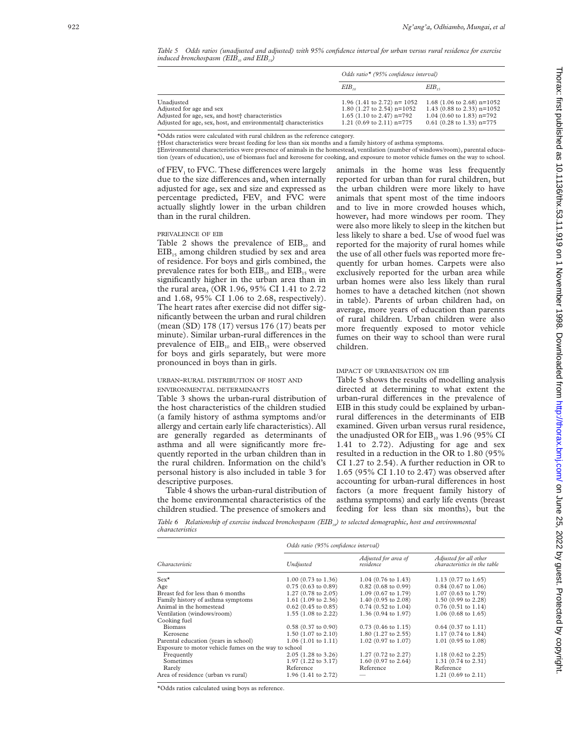*Table 5 Odds ratios (unadjusted and adjusted) with 95% confidence interval for urban versus rural residence for exercise induced bronchospasm ($EIB_{10}$ and $EIB_{15}$)*

| | Odds ratio* (95% confidence interval) | |
|---|---|---|
| | $EIB_{10}$ | $EIB_{15}$ |
| Unadjusted | 1.96 (1.41 to 2.72) n= 1052 | 1.68 (1.06 to 2.68) n=1052 |
| Adjusted for age and sex | 1.80 (1.27 to 2.54) n=1052 | 1.43 (0.88 to 2.33) n=1052 |
| Adjusted for age, sex, and host† characteristics | 1.65 (1.10 to 2.47) n=792 | 1.04 (0.60 to 1.83) n=792 |
| Adjusted for age, sex, host, and environmental‡ characteristics | 1.21 (0.69 to 2.11) n=775 | 0.61 (0.28 to 1.33) n=775 |

*Odds ratios were calculated with rural children as the reference category.
†Host characteristics were breast feeding for less than six months and a family history of asthma symptoms.
‡Environmental characteristics were presence of animals in the homestead, ventilation (number of windows/room), parental education (years of education), use of biomass fuel and kerosene for cooking, and exposure to motor vehicle fumes on the way to school.

of $FEV_1$ to FVC. These differences were largely due to the size differences and, when internally adjusted for age, sex and size and expressed as percentage predicted, $FEV_1$ and FVC were actually slightly lower in the urban children than in the rural children.

### PREVALENCE OF EIB

Table 2 shows the prevalence of $EIB_{10}$ and $EIB_{15}$ among children studied by sex and area of residence. For boys and girls combined, the prevalence rates for both $EIB_{10}$ and $EIB_{15}$ were significantly higher in the urban area than in the rural area, (OR 1.96, 95% CI 1.41 to 2.72 and 1.68, 95% CI 1.06 to 2.68, respectively). The heart rates after exercise did not differ significantly between the urban and rural children (mean (SD) 178 (17) versus 176 (17) beats per minute). Similar urban-rural differences in the prevalence of $EIB_{10}$ and $EIB_{15}$ were observed for boys and girls separately, but were more pronounced in boys than in girls.

### URBAN-RURAL DISTRIBUTION OF HOST AND ENVIRONMENTAL DETERMINANTS

Table 3 shows the urban-rural distribution of the host characteristics of the children studied (a family history of asthma symptoms and/or allergy and certain early life characteristics). All are generally regarded as determinants of asthma and all were significantly more frequently reported in the urban children than in the rural children. Information on the child's personal history is also included in table 3 for descriptive purposes.

Table 4 shows the urban-rural distribution of the home environmental characteristics of the children studied. The presence of smokers and animals in the home was less frequently reported for urban than for rural children, but the urban children were more likely to have animals that spent most of the time indoors and to live in more crowded houses which, however, had more windows per room. They were also more likely to sleep in the kitchen but less likely to share a bed. Use of wood fuel was reported for the majority of rural homes while the use of all other fuels was reported more frequently for urban homes. Carpets were also exclusively reported for the urban area while urban homes were also less likely than rural homes to have a detached kitchen (not shown in table). Parents of urban children had, on average, more years of education than parents of rural children. Urban children were also more frequently exposed to motor vehicle fumes on their way to school than were rural children.

### IMPACT OF URBANISATION ON EIB

Table 5 shows the results of modelling analysis directed at determining to what extent the urban-rural differences in the prevalence of EIB in this study could be explained by urban-rural differences in the determinants of EIB examined. Given urban versus rural residence, the unadjusted OR for $EIB_{10}$ was 1.96 (95% CI 1.41 to 2.72). Adjusting for age and sex resulted in a reduction in the OR to 1.80 (95% CI 1.27 to 2.54). A further reduction in OR to 1.65 (95% CI 1.10 to 2.47) was observed after accounting for urban-rural differences in host factors (a more frequent family history of asthma symptoms) and early life events (breast feeding for less than six months), but the

*Table 6 Relationship of exercise induced bronchospasm ($EIB_{10}$) to selected demographic, host and environmental characteristics*

| | Odds ratio (95% confidence interval) | | |
|---|---|---|---|
| Characteristic | Undjusted | Adjusted for area of residence | Adjusted for all other characteristics in the table |
| Sex* | 1.00 (0.73 to 1.36) | 1.04 (0.76 to 1.43) | 1.13 (0.77 to 1.65) |
| Age | 0.75 (0.63 to 0.89) | 0.82 (0.68 to 0.99) | 0.84 (0.67 to 1.06) |
| Breast fed for less than 6 months | 1.27 (0.78 to 2.05) | 1.09 (0.67 to 1.79) | 1.07 (0.63 to 1.79) |
| Family history of asthma symptoms | 1.61 (1.09 to 2.36) | 1.40 (0.95 to 2.08) | 1.50 (0.99 to 2.28) |
| Animal in the homestead | 0.62 (0.45 to 0.85) | 0.74 (0.52 to 1.04) | 0.76 (0.51 to 1.14) |
| Ventilation (windows/room) | 1.55 (1.08 to 2.22) | 1.36 (0.94 to 1.97) | 1.06 (0.68 to 1.65) |
| Cooking fuel | | | |
| Biomass | 0.58 (0.37 to 0.90) | 0.73 (0.46 to 1.15) | 0.64 (0.37 to 1.11) |
| Kerosene | 1.50 (1.07 to 2.10) | 1.80 (1.27 to 2.55) | 1.17 (0.74 to 1.84) |
| Parental education (years in school) | 1.06 (1.01 to 1.11) | 1.02 (0.97 to 1.07) | 1.01 (0.95 to 1.08) |
| Exposure to motor vehicle fumes on the way to school | | | |
| Frequently | 2.05 (1.28 to 3.26) | 1.27 (0.72 to 2.27) | 1.18 (0.62 to 2.25) |
| Sometimes | 1.97 (1.22 to 3.17) | 1.60 (0.97 to 2.64) | 1.31 (0.74 to 2.31) |
| Rarely | Reference | Reference | Reference |
| Area of residence (urban vs rural) | 1.96 (1.41 to 2.72) | — | 1.21 (0.69 to 2.11) |

*Odds ratios calculated using boys as reference.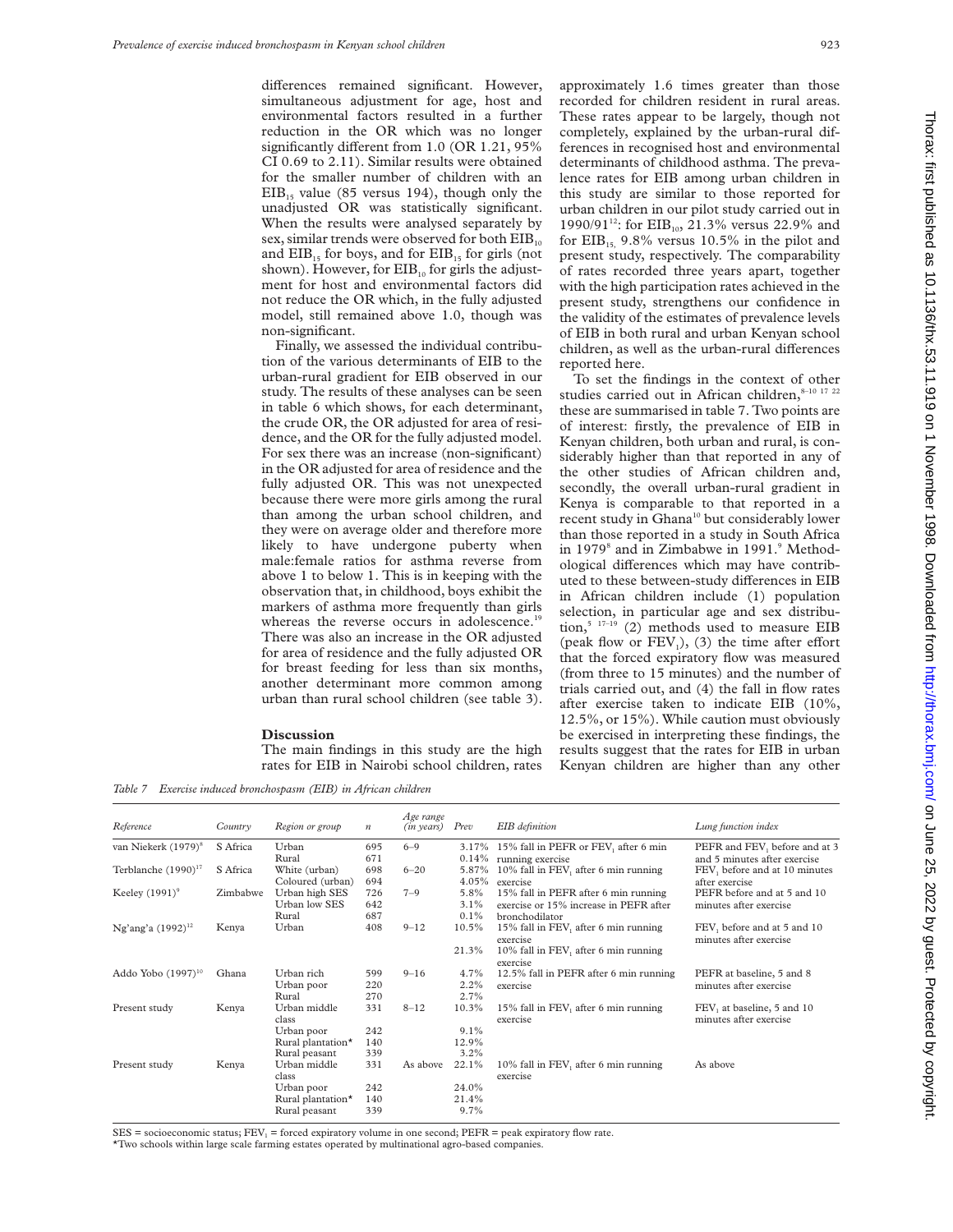differences remained significant. However, simultaneous adjustment for age, host and environmental factors resulted in a further reduction in the OR which was no longer significantly different from 1.0 (OR 1.21, 95% CI 0.69 to 2.11). Similar results were obtained for the smaller number of children with an $EIB_{15}$ value (85 versus 194), though only the unadjusted OR was statistically significant. When the results were analysed separately by sex, similar trends were observed for both $EIB_{10}$ and $EIB_{15}$ for boys, and for $EIB_{15}$ for girls (not shown). However, for $EIB_{10}$ for girls the adjustment for host and environmental factors did not reduce the OR which, in the fully adjusted model, still remained above 1.0, though was non-significant.

Finally, we assessed the individual contribution of the various determinants of EIB to the urban-rural gradient for EIB observed in our study. The results of these analyses can be seen in table 6 which shows, for each determinant, the crude OR, the OR adjusted for area of residence, and the OR for the fully adjusted model. For sex there was an increase (non-significant) in the OR adjusted for area of residence and the fully adjusted OR. This was not unexpected because there were more girls among the rural than among the urban school children, and they were on average older and therefore more likely to have undergone puberty when male:female ratios for asthma reverse from above 1 to below 1. This is in keeping with the observation that, in childhood, boys exhibit the markers of asthma more frequently than girls whereas the reverse occurs in adolescence.[19] There was also an increase in the OR adjusted for area of residence and the fully adjusted OR for breast feeding for less than six months, another determinant more common among urban than rural school children (see table 3).

## Discussion

The main findings in this study are the high rates for EIB in Nairobi school children, rates approximately 1.6 times greater than those recorded for children resident in rural areas. These rates appear to be largely, though not completely, explained by the urban-rural differences in recognised host and environmental determinants of childhood asthma. The prevalence rates for EIB among urban children in this study are similar to those reported for urban children in our pilot study carried out in 1990/91[12]: for $EIB_{10}$, 21.3% versus 22.9% and for $EIB_{15}$, 9.8% versus 10.5% in the pilot and present study, respectively. The comparability of rates recorded three years apart, together with the high participation rates achieved in the present study, strengthens our confidence in the validity of the estimates of prevalence levels of EIB in both rural and urban Kenyan school children, as well as the urban-rural differences reported here.

To set the findings in the context of other studies carried out in African children,[8–10 17 22] these are summarised in table 7. Two points are of interest: firstly, the prevalence of EIB in Kenyan children, both urban and rural, is considerably higher than that reported in any of the other studies of African children and, secondly, the overall urban-rural gradient in Kenya is comparable to that reported in a recent study in Ghana[10] but considerably lower than those reported in a study in South Africa in 1979[8] and in Zimbabwe in 1991.[9] Methodological differences which may have contributed to these between-study differences in EIB in African children include (1) population selection, in particular age and sex distribution,[5 17–19] (2) methods used to measure EIB (peak flow or $FEV_1$), (3) the time after effort that the forced expiratory flow was measured (from three to 15 minutes) and the number of trials carried out, and (4) the fall in flow rates after exercise taken to indicate EIB (10%, 12.5%, or 15%). While caution must obviously be exercised in interpreting these findings, the results suggest that the rates for EIB in urban Kenyan children are higher than any other

*Table 7 Exercise induced bronchospasm (EIB) in African children*

| Reference | Country | Region or group | n | Age range (in years) | Prev | EIB definition | Lung function index |
|---|---|---|---|---|---|---|---|
| van Niekerk (1979)[8] | S Africa | Urban | 695 | 6–9 | 3.17% | 15% fall in PEFR or $FEV_1$ after 6 min running exercise | PEFR and $FEV_1$ before and at 3 and 5 minutes after exercise |
| | | Rural | 671 | | 0.14% | | |
| Terblanche (1990)[17] | S Africa | White (urban) | 698 | 6–20 | 5.87% | 10% fall in $FEV_1$ after 6 min running exercise | $FEV_1$ before and at 10 minutes after exercise |
| | | Coloured (urban) | 694 | | 4.05% | | |
| Keeley (1991)[9] | Zimbabwe | Urban high SES | 726 | 7–9 | 5.8% | 15% fall in PEFR after 6 min running exercise or 15% increase in PEFR after bronchodilator | PEFR before and at 5 and 10 minutes after exercise |
| | | Urban low SES | 642 | | 3.1% | | |
| | | Rural | 687 | | 0.1% | | |
| Ng'ang'a (1992)[12] | Kenya | Urban | 408 | 9–12 | 10.5% | 15% fall in $FEV_1$ after 6 min running exercise | $FEV_1$ before and at 5 and 10 minutes after exercise |
| | | | | | 21.3% | 10% fall in $FEV_1$ after 6 min running exercise | |
| Addo Yobo (1997)[10] | Ghana | Urban rich | 599 | 9–16 | 4.7% | 12.5% fall in PEFR after 6 min running exercise | PEFR at baseline, 5 and 8 minutes after exercise |
| | | Urban poor | 220 | | 2.2% | | |
| | | Rural | 270 | | 2.7% | | |
| Present study | Kenya | Urban middle class | 331 | 8–12 | 10.3% | 15% fall in $FEV_1$ after 6 min running exercise | $FEV_1$ at baseline, 5 and 10 minutes after exercise |
| | | Urban poor | 242 | | 9.1% | | |
| | | Rural plantation* | 140 | | 12.9% | | |
| | | Rural peasant | 339 | | 3.2% | | |
| Present study | Kenya | Urban middle class | 331 | As above | 22.1% | 10% fall in $FEV_1$ after 6 min running exercise | As above |
| | | Urban poor | 242 | | 24.0% | | |
| | | Rural plantation* | 140 | | 21.4% | | |
| | | Rural peasant | 339 | | 9.7% | | |

SES = socioeconomic status; $FEV_1$ = forced expiratory volume in one second; PEFR = peak expiratory flow rate.
*Two schools within large scale farming estates operated by multinational agro-based companies.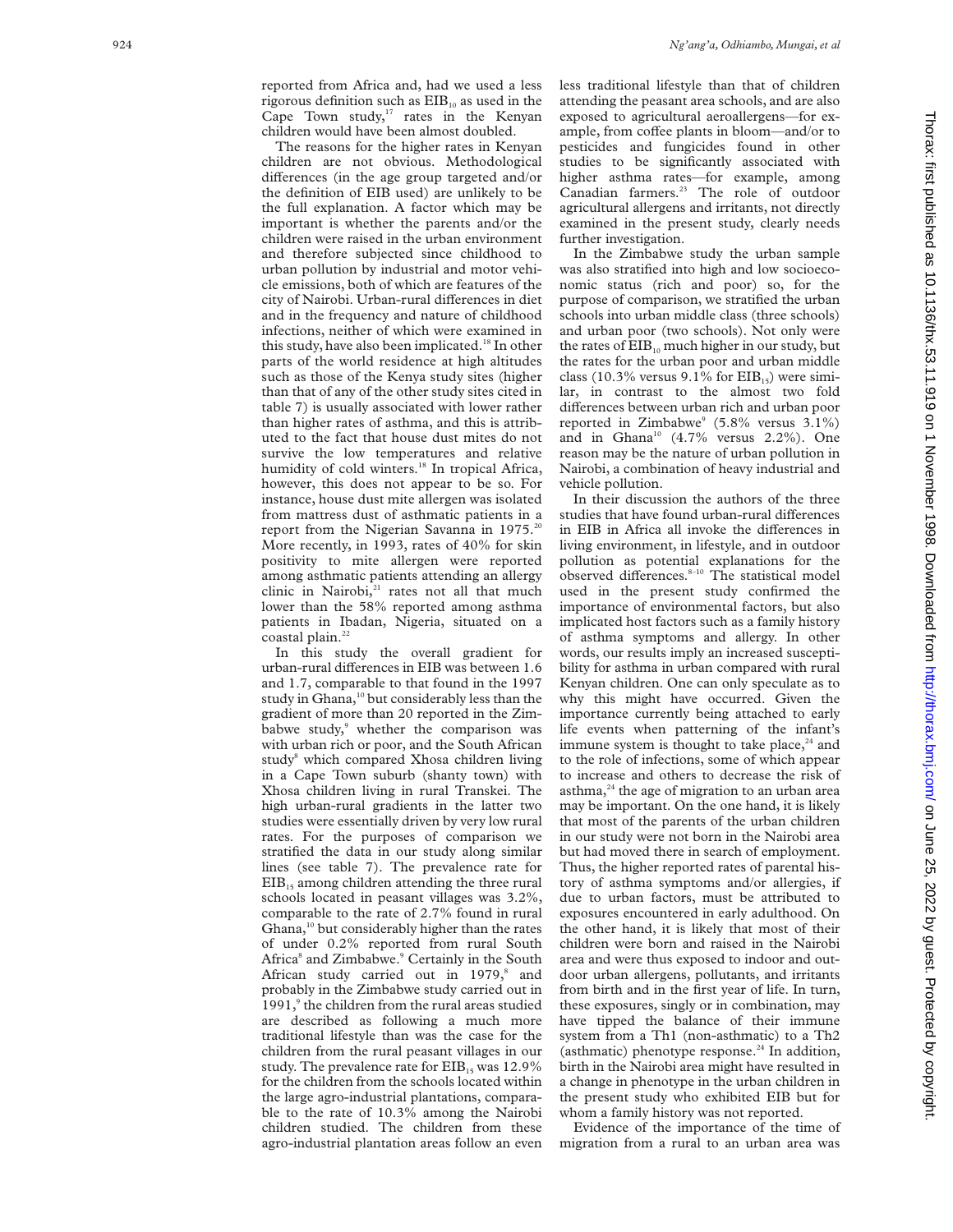reported from Africa and, had we used a less rigorous definition such as $EIB_{10}$ as used in the Cape Town study,[17] rates in the Kenyan children would have been almost doubled.

The reasons for the higher rates in Kenyan children are not obvious. Methodological differences (in the age group targeted and/or the definition of EIB used) are unlikely to be the full explanation. A factor which may be important is whether the parents and/or the children were raised in the urban environment and therefore subjected since childhood to urban pollution by industrial and motor vehicle emissions, both of which are features of the city of Nairobi. Urban-rural differences in diet and in the frequency and nature of childhood infections, neither of which were examined in this study, have also been implicated.[18] In other parts of the world residence at high altitudes such as those of the Kenya study sites (higher than that of any of the other study sites cited in table 7) is usually associated with lower rather than higher rates of asthma, and this is attributed to the fact that house dust mites do not survive the low temperatures and relative humidity of cold winters.[18] In tropical Africa, however, this does not appear to be so. For instance, house dust mite allergen was isolated from mattress dust of asthmatic patients in a report from the Nigerian Savanna in 1975.[20] More recently, in 1993, rates of 40% for skin positivity to mite allergen were reported among asthmatic patients attending an allergy clinic in Nairobi,[21] rates not all that much lower than the 58% reported among asthma patients in Ibadan, Nigeria, situated on a coastal plain.[22]

In this study the overall gradient for urban-rural differences in EIB was between 1.6 and 1.7, comparable to that found in the 1997 study in Ghana,[10] but considerably less than the gradient of more than 20 reported in the Zimbabwe study,[9] whether the comparison was with urban rich or poor, and the South African study[8] which compared Xhosa children living in a Cape Town suburb (shanty town) with Xhosa children living in rural Transkei. The high urban-rural gradients in the latter two studies were essentially driven by very low rural rates. For the purposes of comparison we stratified the data in our study along similar lines (see table 7). The prevalence rate for $EIB_{15}$ among children attending the three rural schools located in peasant villages was 3.2%, comparable to the rate of 2.7% found in rural Ghana,[10] but considerably higher than the rates of under 0.2% reported from rural South Africa[8] and Zimbabwe.[9] Certainly in the South African study carried out in 1979,[8] and probably in the Zimbabwe study carried out in 1991,[9] the children from the rural areas studied are described as following a much more traditional lifestyle than was the case for the children from the rural peasant villages in our study. The prevalence rate for $EIB_{15}$ was 12.9% for the children from the schools located within the large agro-industrial plantations, comparable to the rate of 10.3% among the Nairobi children studied. The children from these agro-industrial plantation areas follow an even less traditional lifestyle than that of children attending the peasant area schools, and are also exposed to agricultural aeroallergens—for example, from coffee plants in bloom—and/or to pesticides and fungicides found in other studies to be significantly associated with higher asthma rates—for example, among Canadian farmers.[23] The role of outdoor agricultural allergens and irritants, not directly examined in the present study, clearly needs further investigation.

In the Zimbabwe study the urban sample was also stratified into high and low socioeconomic status (rich and poor) so, for the purpose of comparison, we stratified the urban schools into urban middle class (three schools) and urban poor (two schools). Not only were the rates of $EIB_{10}$ much higher in our study, but the rates for the urban poor and urban middle class (10.3% versus 9.1% for $EIB_{15}$) were similar, in contrast to the almost two fold differences between urban rich and urban poor reported in Zimbabwe[9] (5.8% versus 3.1%) and in Ghana[10] (4.7% versus 2.2%). One reason may be the nature of urban pollution in Nairobi, a combination of heavy industrial and vehicle pollution.

In their discussion the authors of the three studies that have found urban-rural differences in EIB in Africa all invoke the differences in living environment, in lifestyle, and in outdoor pollution as potential explanations for the observed differences.[8–10] The statistical model used in the present study confirmed the importance of environmental factors, but also implicated host factors such as a family history of asthma symptoms and allergy. In other words, our results imply an increased susceptibility for asthma in urban compared with rural Kenyan children. One can only speculate as to why this might have occurred. Given the importance currently being attached to early life events when patterning of the infant's immune system is thought to take place,[24] and to the role of infections, some of which appear to increase and others to decrease the risk of asthma,[24] the age of migration to an urban area may be important. On the one hand, it is likely that most of the parents of the urban children in our study were not born in the Nairobi area but had moved there in search of employment. Thus, the higher reported rates of parental history of asthma symptoms and/or allergies, if due to urban factors, must be attributed to exposures encountered in early adulthood. On the other hand, it is likely that most of their children were born and raised in the Nairobi area and were thus exposed to indoor and outdoor urban allergens, pollutants, and irritants from birth and in the first year of life. In turn, these exposures, singly or in combination, may have tipped the balance of their immune system from a Th1 (non-asthmatic) to a Th2 (asthmatic) phenotype response.[24] In addition, birth in the Nairobi area might have resulted in a change in phenotype in the urban children in the present study who exhibited EIB but for whom a family history was not reported.

Evidence of the importance of the time of migration from a rural to an urban area was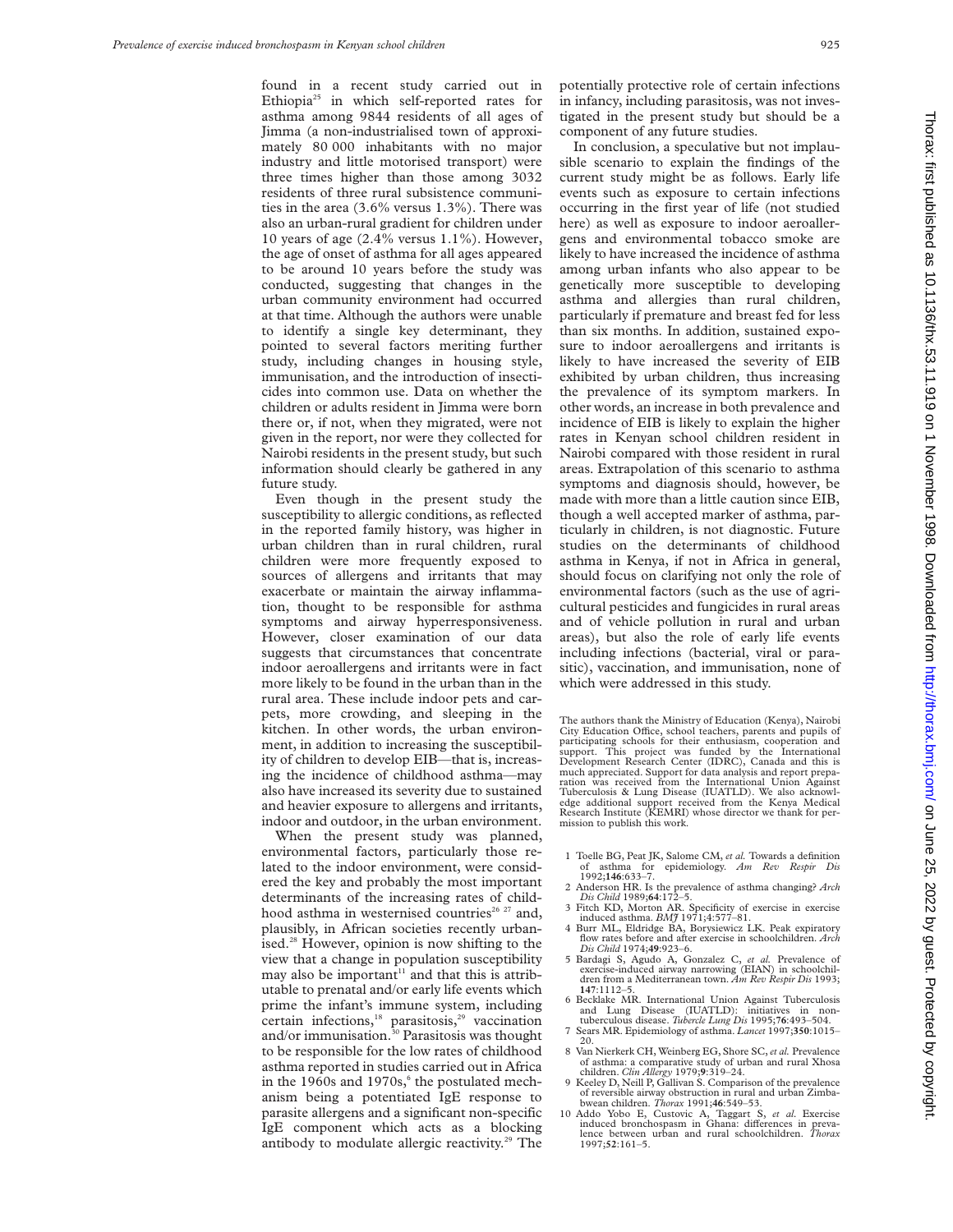found in a recent study carried out in Ethiopia[25] in which self-reported rates for asthma among 9844 residents of all ages of Jimma (a non-industrialised town of approximately 80 000 inhabitants with no major industry and little motorised transport) were three times higher than those among 3032 residents of three rural subsistence communities in the area (3.6% versus 1.3%). There was also an urban-rural gradient for children under 10 years of age (2.4% versus 1.1%). However, the age of onset of asthma for all ages appeared to be around 10 years before the study was conducted, suggesting that changes in the urban community environment had occurred at that time. Although the authors were unable to identify a single key determinant, they pointed to several factors meriting further study, including changes in housing style, immunisation, and the introduction of insecticides into common use. Data on whether the children or adults resident in Jimma were born there or, if not, when they migrated, were not given in the report, nor were they collected for Nairobi residents in the present study, but such information should clearly be gathered in any future study.

Even though in the present study the susceptibility to allergic conditions, as reflected in the reported family history, was higher in urban children than in rural children, rural children were more frequently exposed to sources of allergens and irritants that may exacerbate or maintain the airway inflammation, thought to be responsible for asthma symptoms and airway hyperresponsiveness. However, closer examination of our data suggests that circumstances that concentrate indoor aeroallergens and irritants were in fact more likely to be found in the urban than in the rural area. These include indoor pets and carpets, more crowding, and sleeping in the kitchen. In other words, the urban environment, in addition to increasing the susceptibility of children to develop EIB—that is, increasing the incidence of childhood asthma—may also have increased its severity due to sustained and heavier exposure to allergens and irritants, indoor and outdoor, in the urban environment.

When the present study was planned, environmental factors, particularly those related to the indoor environment, were considered the key and probably the most important determinants of the increasing rates of childhood asthma in westernised countries[26 27] and, plausibly, in African societies recently urbanised.[28] However, opinion is now shifting to the view that a change in population susceptibility may also be important[11] and that this is attributable to prenatal and/or early life events which prime the infant's immune system, including certain infections,[18] parasitosis,[29] vaccination and/or immunisation.[30] Parasitosis was thought to be responsible for the low rates of childhood asthma reported in studies carried out in Africa in the 1960s and 1970s,[6] the postulated mechanism being a potentiated IgE response to parasite allergens and a significant non-specific IgE component which acts as a blocking antibody to modulate allergic reactivity.[29] The potentially protective role of certain infections in infancy, including parasitosis, was not investigated in the present study but should be a component of any future studies.

In conclusion, a speculative but not implausible scenario to explain the findings of the current study might be as follows. Early life events such as exposure to certain infections occurring in the first year of life (not studied here) as well as exposure to indoor aeroallergens and environmental tobacco smoke are likely to have increased the incidence of asthma among urban infants who also appear to be genetically more susceptible to developing asthma and allergies than rural children, particularly if premature and breast fed for less than six months. In addition, sustained exposure to indoor aeroallergens and irritants is likely to have increased the severity of EIB exhibited by urban children, thus increasing the prevalence of its symptom markers. In other words, an increase in both prevalence and incidence of EIB is likely to explain the higher rates in Kenyan school children resident in Nairobi compared with those resident in rural areas. Extrapolation of this scenario to asthma symptoms and diagnosis should, however, be made with more than a little caution since EIB, though a well accepted marker of asthma, particularly in children, is not diagnostic. Future studies on the determinants of childhood asthma in Kenya, if not in Africa in general, should focus on clarifying not only the role of environmental factors (such as the use of agricultural pesticides and fungicides in rural areas and of vehicle pollution in rural and urban areas), but also the role of early life events including infections (bacterial, viral or parasitic), vaccination, and immunisation, none of which were addressed in this study.

The authors thank the Ministry of Education (Kenya), Nairobi City Education Office, school teachers, parents and pupils of participating schools for their enthusiasm, cooperation and support. This project was funded by the International Development Research Center (IDRC), Canada and this is much appreciated. Support for data analysis and report preparation was received from the International Union Against Tuberculosis & Lung Disease (IUATLD). We also acknowledge additional support received from the Kenya Medical Research Institute (KEMRI) whose director we thank for permission to publish this work.

1 Toelle BG, Peat JK, Salome CM, *et al.* Towards a definition of asthma for epidemiology. *Am Rev Respir Dis* 1992;**146**:633–7.
2 Anderson HR. Is the prevalence of asthma changing? *Arch Dis Child* 1989;**64**:172–5.
3 Fitch KD, Morton AR. Specificity of exercise in exercise induced asthma. *BMJ* 1971;**4**:577–81.
4 Burr ML, Eldridge BA, Borysiewicz LK. Peak expiratory flow rates before and after exercise in schoolchildren. *Arch Dis Child* 1974;**49**:923–6.
5 Bardagi S, Agudo A, Gonzalez C, *et al.* Prevalence of exercise-induced airway narrowing (EIAN) in schoolchildren from a Mediterranean town. *Am Rev Respir Dis* 1993; **147**:1112–5.
6 Becklake MR. International Union Against Tuberculosis and Lung Disease (IUATLD): initiatives in non-tuberculous disease. *Tubercle Lung Dis* 1995;**76**:493–504.
7 Sears MR. Epidemiology of asthma. *Lancet* 1997;**350**:1015–20.
8 Van Nierkerk CH, Weinberg EG, Shore SC, *et al.* Prevalence of asthma: a comparative study of urban and rural Xhosa children. *Clin Allergy* 1979;**9**:319–24.
9 Keeley D, Neill P, Gallivan S. Comparison of the prevalence of reversible airway obstruction in rural and urban Zimbabwean children. *Thorax* 1991;**46**:549–53.
10 Addo Yobo E, Custovic A, Taggart S, *et al.* Exercise induced bronchospasm in Ghana: differences in prevalence between urban and rural schoolchildren. *Thorax* 1997;**52**:161–5.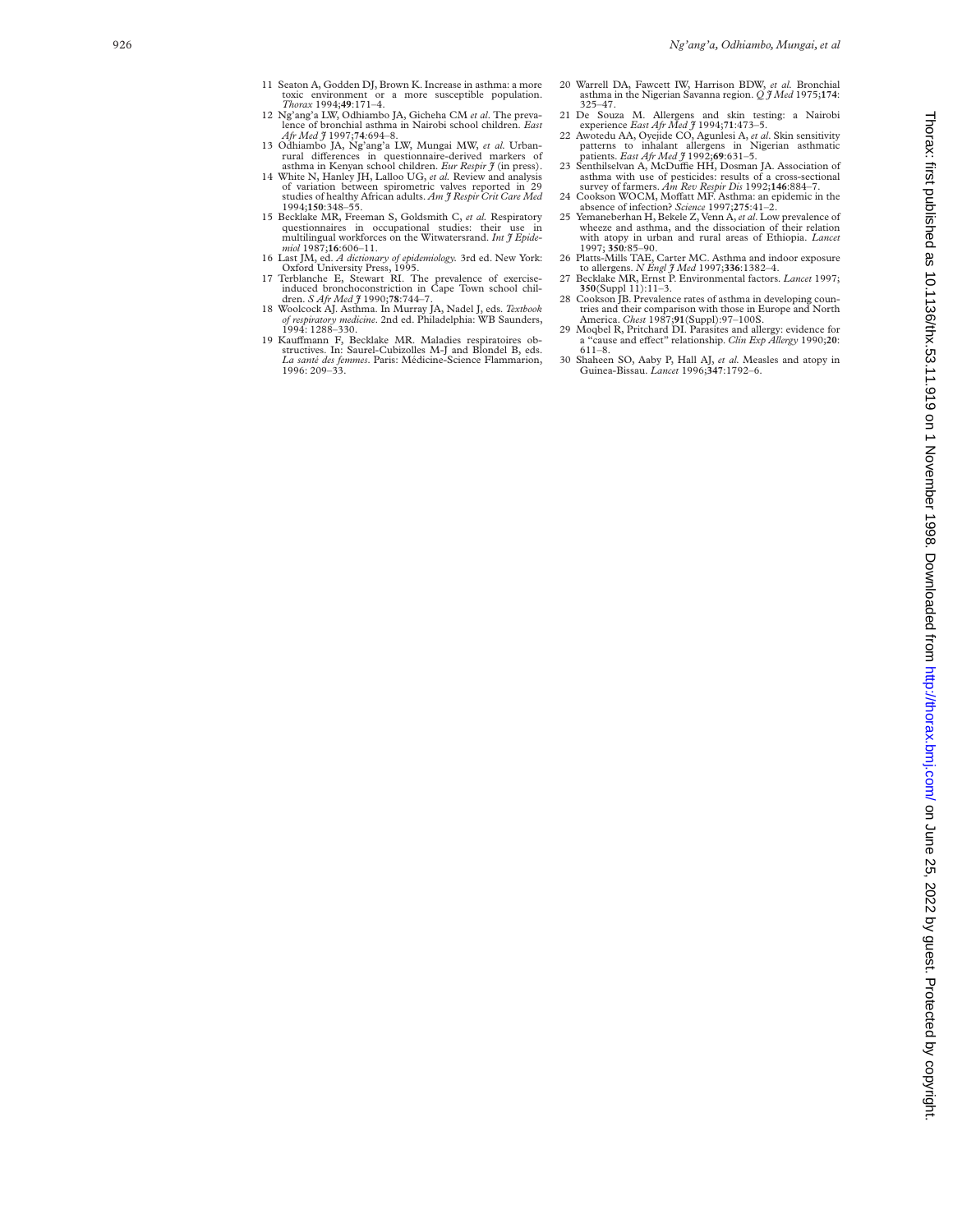11 Seaton A, Godden DJ, Brown K. Increase in asthma: a more toxic environment or a more susceptible population. *Thorax* 1994;**49**:171–4.
12 Ng'ang'a LW, Odhiambo JA, Gicheha CM *et al*. The prevalence of bronchial asthma in Nairobi school children. *East Afr Med J* 1997;**74**:694–8.
13 Odhiambo JA, Ng'ang'a LW, Mungai MW, *et al.* Urban-rural differences in questionnaire-derived markers of asthma in Kenyan school children. *Eur Respir J* (in press).
14 White N, Hanley JH, Lalloo UG, *et al.* Review and analysis of variation between spirometric values reported in 29 studies of healthy African adults. *Am J Respir Crit Care Med* 1994;**150**:348–55.
15 Becklake MR, Freeman S, Goldsmith C, *et al.* Respiratory questionnaires in occupational studies: their use in multilingual workforces on the Witwatersrand. *Int J Epidemiol* 1987;**16**:606–11.
16 Last JM, ed. *A dictionary of epidemiology.* 3rd ed. New York: Oxford University Press, 1995.
17 Terblanche E, Stewart RI. The prevalence of exercise-induced bronchoconstriction in Cape Town school children. *S Afr Med J* 1990;**78**:744–7.
18 Woolcock AJ. Asthma. In Murray JA, Nadel J, eds. *Textbook of respiratory medicine*. 2nd ed. Philadelphia: WB Saunders, 1994: 1288–330.
19 Kauffmann F, Becklake MR. Maladies respiratoires obstructives. In: Saurel-Cubizolles M-J and Blondel B, eds. *La santé des femmes*. Paris: Médicine-Science Flammarion, 1996: 209–33.
20 Warrell DA, Fawcett IW, Harrison BDW, *et al.* Bronchial asthma in the Nigerian Savanna region. *Q J Med* 1975;**174**: 325–47.
21 De Souza M. Allergens and skin testing: a Nairobi experience *East Afr Med J* 1994;**71**:473–5.
22 Awotedu AA, Oyejide CO, Agunlesi A, *et al*. Skin sensitivity patterns to inhalant allergens in Nigerian asthmatic patients. *East Afr Med J* 1992;**69**:631–5.
23 Senthilselvan A, McDuffie HH, Dosman JA. Association of asthma with use of pesticides: results of a cross-sectional survey of farmers. *Am Rev Respir Dis* 1992;**146**:884–7.
24 Cookson WOCM, Moffatt MF. Asthma: an epidemic in the absence of infection? *Science* 1997;**275**:41–2.
25 Yemaneberhan H, Bekele Z, Venn A, *et al*. Low prevalence of wheeze and asthma, and the dissociation of their relation with atopy in urban and rural areas of Ethiopia. *Lancet* 1997; **350**:85–90.
26 Platts-Mills TAE, Carter MC. Asthma and indoor exposure to allergens. *N Engl J Med* 1997;**336**:1382–4.
27 Becklake MR, Ernst P. Environmental factors. *Lancet* 1997; **350**(Suppl 11):11–3.
28 Cookson JB. Prevalence rates of asthma in developing countries and their comparison with those in Europe and North America. *Chest* 1987;**91**(Suppl):97–100S.
29 Moqbel R, Pritchard DI. Parasites and allergy: evidence for a "cause and effect" relationship. *Clin Exp Allergy* 1990;**20**: 611–8.
30 Shaheen SO, Aaby P, Hall AJ, *et al.* Measles and atopy in Guinea-Bissau. *Lancet* 1996;**347**:1792–6.